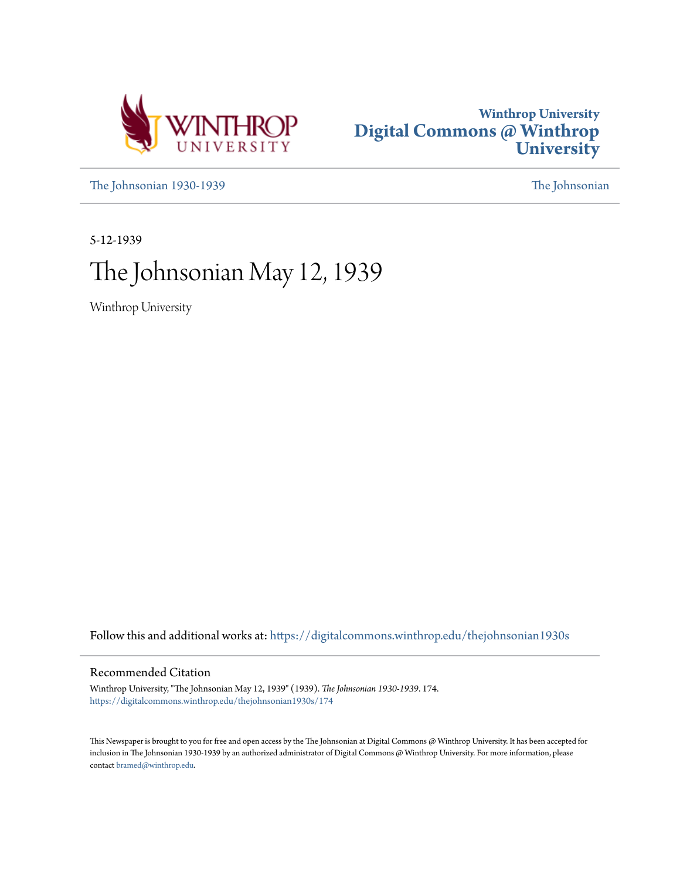Winthrop University
Digital Commons @ Winthrop University

The Johnsonian 1930-1939 | The Johnsonian

5-12-1939

# The Johnsonian May 12, 1939

Winthrop University

Follow this and additional works at: https://digitalcommons.winthrop.edu/thejohnsonian1930s

## Recommended Citation

Winthrop University, "The Johnsonian May 12, 1939" (1939). *The Johnsonian 1930-1939*. 174.
https://digitalcommons.winthrop.edu/thejohnsonian1930s/174

This Newspaper is brought to you for free and open access by the The Johnsonian at Digital Commons @ Winthrop University. It has been accepted for inclusion in The Johnsonian 1930-1939 by an authorized administrator of Digital Commons @ Winthrop University. For more information, please contact bramed@winthrop.edu.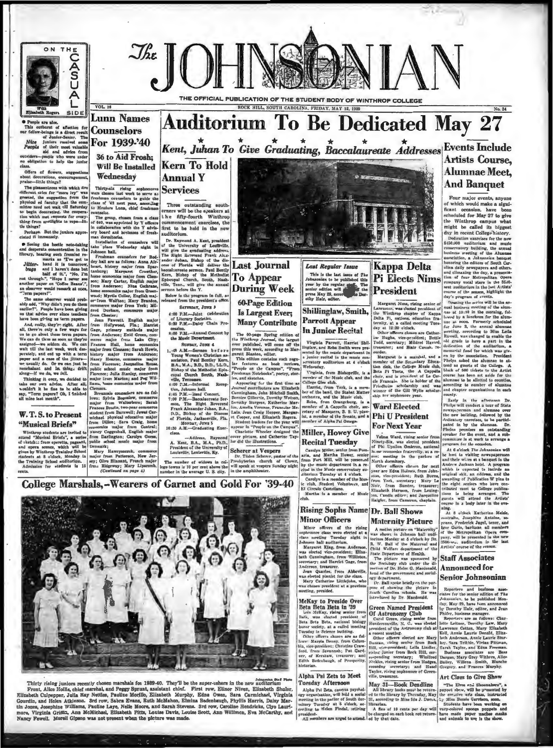# The JOHNSONIAN

THE OFFICIAL PUBLICATION OF THE STUDENT BODY OF WINTHROP COLLEGE

VOL. 16 — ROCK HILL, SOUTH CAROLINA, FRIDAY, MAY 12, 1939 — No. 24

## ON THE CASUAL SIDE

*With Elizabeth Rogers*

● People are nice.

This outburst of affection for our fellow-beings is a direct result of Junior-Senior. The

*Nice People* juniors received some of their most valuable aid and advice from outsiders—people who were under no obligation to help the junior class.

Offers of flowers, suggestions about decorations, encouragement, praise—little things?

The pleasantness with which five different calls for "more ivy" was greeted, the suggestion from the physical ed faculty that the committee need not wait till Saturday to begin decorating, the cooperation which met requests for everything from spotlights to rope—little things?

Perhaps. But the juniors appreciated it immensely.

● Seeing the hectic note-taking and desperate concentration in the library, hearing such frenzied remarks as "I've got to

*Jitter-bugs* hand it in tomorrow, and I haven't done but half of it," "No, I'm not through," "Hope I never see another paper on 'Coffee Beans'," an observer would remark at once, "Term papers!"

The same observer would probably add, "Why didn't you do them earlier?" People have been giving us that advice ever since teachers have been giving us term papers.

And, really, they're right. After all, there's only a few ways for us to go about these term papers. We can do them as soon as they're assigned—we seldom do. We can wait till the last week, work desperately, and end up with a term paper and a case of the jitters—we usually do. Or we can just be nonchalant and let things drift along—if we do, we fall.

Thinking it over, we decided to take our own advice. After all, wouldn't it be fine to be able to say, "Term papers? Oh, I finished all mine last month".

## Lunn Names Counselors For 1939-'40

### 36 to Aid Frosh; Will Be Installed Wednesday

Thirty-six rising sophomores were chosen last week to serve as freshman counselors to guide the class of '43 next year, according to Meadors Lunn, chief freshman counselor.

The group, chosen from a class of 640, was appointed by Y officers in collaboration with the Y advisory board and hostesses of freshman dormitories.

Installation of counselors will take place Wednesday night in Johnson hall.

Freshman counselors for Roddey hall are as follows: Anna Airheart, history major from Spartanburg; Margaret Crowther, home economics major from Clemson; Mary Carter, English major from Anderson; Nina Cochrane, home economics major from Greenwood; Myrtle Coller, English major from Walton; Mary Brandon, commerce major from York; Mildred Durham, commerce major from Chester;

Jean Fawcett, English major from Hollywood, Fla.; Harriet Gage, primary methods major from Anderson; Enid Green, commerce major from Lake City; Frances Hall, home economics major from Clemson; Sarah Howie, history major from Anderson; Nancy Hearne, commerce major from Florence; Jacqueline House, public school music major from Florence; Julia Stanley, commerce major from Marion; and Peg Williams, home economics major from Clemson.

Breazeale counselors are as follows: Sylvia Bogoslow, commerce major from Walterboro; Sarah Frances Brodie, two-year commerce student from Barnwell; Jewel Carmichael, physical education major from Dillon; Sara Craig, home economics major from Central; Nancy Coggeshall, English major from Darlington; Carolyn Guess, public school music major from Denmark;

Mary Hawryszczuk, commerce major from Patterson, New Jersey; Olive Hinnant, French major from Ridgeway; Mary Lipscomb,

*(Continued on page 4)*

## W. T. S. to Present "Musical Briefs"

Winthrop students are invited to attend "Musical Briefs", a series of sketches from operetta, pageant, and opera scenes, which will be given by Winthrop Training School students at 8 o'clock, Monday in the Training School auditorium. Admission for students is 15 cents.

# Auditorium To Be Dedicated May 27

## Kent, Juhan To Give Graduating, Baccalaureate Addresses

## Kern To Hold Annual Y Services

Three outstanding southerners will be the speakers at the fifty-fourth Winthrop commencement exercises, the first to be held in the new auditorium.

Dr. Raymond A. Kent, president of the University of Louisville, will give the graduating address. The Right Reverend Frank Alexander Juhan, Bishop of the diocese of Florida will deliver the baccalaureate sermon. Paul Bently Kern, Bishop of the Methodist Episcopal Church, South, Nashville, Tenn., will give the annual sermon before the Y.

Below is the program in full, as released from the president's office.

SATURDAY, JUNE 3

4:00 P.M.—Joint celebration of Literary Societies.

6:30 P.M.—Daisy Chain Procession.

8:00 P.M.—Annual Concert by the Music Department.

SUNDAY, JUNE 4

11:00 A.M.—Sermon before Young Women's Christian association, Paul Bently Kern, B.A., M.A., B.D., D.D., LL.D., Bishop of the Methodist Episcopal Church South, Nashville, Tennessee.

4:00 P.M.—Informal Reception, Johnson hall.

4:45 P.M.—Band Concert.

7:00 P.M.—Baccalaureate Sermon, The Right Reverend Frank Alexander Juhan, B.A., D.D., Bishop of the Diocese of Florida, Jacksonville, Fla.

MONDAY, JUNE 5

10:30 A.M.—Graduating Exercises.

—Address, Raymond A. Kent, B.A., M.A., Ph.D., President of the University of Louisville, Louisville, Ky.

The number of widows in college towns is 10 per cent above the number in the average U. S. city.

## Last Journal To Appear During Week

### 60-Page Edition Is Largest Ever; Many Contribute

The 60-page Spring edition of the *Winthrop Journal*, the largest ever published, will come off the press this week, according to Margarett Blanton, editor.

This edition contains such regular features as book reviews, "People on the Campus", "From Freshman Notebooks", poetry, stories, and sketches.

Appearing for the first time as *Journal* contributors are Elizabeth Cunningham, John Mitchell Smith, Bernice Gillespie, Dorothy Watson, Dorothy Burgess, Katherine Marion, Amelia Veronee, Francoise McLain, Jean Craig Hopper, Margaret Cooper, and Elizabeth Rogers. Student leaders for the year will appear in "People on the Campus".

Charlotte Wheeler designed the cover picture, and Catherine Taylor did the illustrations.

## Scherer at Vespers

Dr. Tilden Scherer, pastor of the Presbyterian church of Clover, will speak at vespers Sunday night in the amphitheater.

*Last Regular Issue*

This is the last issue of *The Johnsonian* to be published this year by the regular staff. The senior edition will come off the press May 29, according to Dorothy Hair, editor.

## Shillinglaw, Smith, Parrott Appear In Junior Recital

Virginia Parrott, Harriet Shillinglaw, and Reba Smith were presented by the music department in a junior recital in the music conservatory auditorium at 4 o'clock Wednesday.

Virginia, from Bishopville, is a member of the Music club, and the College Glee club.

Harriet, from York, is a member of the band, the Stabat Mater orchestra, and the Music club.

Reba, from Orangeburg, is a member of A Cappella choir, secretary of Masquers, B. S. U. pianist, a member of the Senate, and a member of Alpha Psi Omega.

## Miller, Howey Give Recital Tuesday

Carolyn Miller, senior from Pomaria, and Martha Howey, senior from Fort Mill, will be presented by the music department in a recital in the Music conservatory auditorium Tuesday at 4 o'clock.

Carolyn was chosen president of the Music club. Student Volunteers, and El Circulo Castellano.

Martha is a member of Music club.

## Kappa Delta Pi Elects Nims President

Margaret Nims, rising senior of Lancaster, was elected president of the Winthrop chapter of Kappa Delta Pi, national education fraternity, at a called meeting Tuesday at 12:30 o'clock.

Other officers chosen are Catherine Hughs, vice-president; Bettie Todd, secretary; Mildred Havird, treasurer; and Blair Causs, recorder.

Margaret is a marshal, and a member of the Secondary Education club, the College Music club, Beta Pi Theta, the A Cappella choir, and is president of Le Cercle Francais. She is holder of the Friedheim scholarship and was winner of the Gill Wylie scholarship her sophomore year.

## Ward Elected Phi U President For Next Year

Velma Ward, rising senior from Ninety-Six, was elected president of Phi Upsilon Omicron, national home economics fraternity, at a recent meeting in the parlors of North dormitory.

Other officers chosen for next year are Edna Holmes, from Johnston, vice-president; Ruth Burns, from York, secretary; Mary Le Noir, from Sumter, treasurer; Elizabeth Harmon, from Lexington, candle editor; and Jacqueline Haigler, from Cameron, chaplain.

## Events Include Artists Course, Alumnae Meet, And Banquet

Four major events, anyone of which would make a significant occasion, have been scheduled for May 27 to give the Winthrop campus what might be called its biggest day in recent College history.

Dedication exercises for the new $450,000 auditorium and music conservatory building, the annual business meeting of the Alumnae association, a Johnsonian banquet honoring the editors of South Carolina daily newspapers and others, and climaxing the day, a presentation of four Metropolitan Opera company vocal stars in the 3500-seat auditorium in the last Artists' course of the season, highlight the day's program of events.

Opening the series will be the annual business meeting of the alumnae at 10:30 in the morning, followed by a luncheon for the alumnae at noon. Formerly scheduled for June 3, the annual alumnae meeting, according to Miss Leila Russell, was changed to enable the old grads to have a part in the dedication of the auditorium, a memorial fund for which was given by the association. President Phelps asked the alumnae to attend as guests of the College. A block of 500 tickets to the Artist course has been set aside for the alumnae to be allotted to counties, according to number of alumnae and chapter organizations in each county.

Early in the afternoon Dr. Phelps will conduct a tour of State newspapermen and alumnae over the new building, followed by the dedicatory exercises, to be participated in by the alumnae. Dr. Phelps promises an outstanding speaker for the event, and a subcommittee is at work to arrange a program for the occasion.

At 6 o'clock *The Johnsonian* will be host to visiting newspapermen and their wives at a banquet in the Andrew Jackson hotel. A program which is expected to include an original skit, an address, and the awarding of Publication W pins to the eight seniors who have contributed most to College publications is being arranged. The guests will attend the Artists' course in a body later in the evening.

At 8 o'clock Katherine Meisle, contralto, Josephine Antoine, soprano, Frederick Jagel, tenor, and Igor Gorin, baritone, all members of the Metropolitan Opera company, will be presented in the new 3500-seat auditorium in the last Artists' course of the season.

## Rising Sophs Name Minor Officers

Minor officers of the rising sophomore class were elected at a class meeting Tuesday night in Johnson hall auditorium.

Margaret King, from Anderson, was elected vice-president; Elizabeth Cunningham, from Williston, secretary; and Harriet Gage, from Anderson, treasurer.

Jean Quarles, from Abbeville, was elected pianist for the class.

Mary Catherine Littlejohn, who was chosen president at a previous meeting, presided.

## McKay to Preside Over Beta Beta Beta in '39

Lois McKay, rising senior from Bath, was elected president of Beta Beta Beta, national biology honor society, at a called meeting Tuesday in Science building.

Other officers chosen are as follows: Martin Denny, from Columbia, vice-president; Christine Crawford, from Savannah; Pat Gardner, of Kershaw, treasurer; and Edith Bedenbaugh, of Prosperity, historian.

## Alpha Psi Zeta to Meet Tuesday Afternoon

Alpha Psi Zeta, campus psychology organization, will hold a social meeting in the parlor of South dormitory Tuesday at 5 o'clock, according to Helen Findal, retiring president.

All members are urged to attend.

## Dr. Ball Shows Maternity Picture

A motion picture on "Maternity" was shown in Johnson hall auditorium Monday at 5 o'clock by Dr. R. W. Ball of the Maternal and Child Welfare department of the State Department of Health.

The picture was sponsored by the Sociology club under the direction of Dr. Helen G. Macdonald, head of the government and sociology department.

Dr. Ball spoke briefly on the purpose of showing the picture in South Carolina schools. He was introduced by Dr. Macdonald.

## Green Named President Of Astronomy Club

Carol Green, rising senior from Hendersonville, N. C., was elected president of the Astronomy club at a recent meeting.

Other officers elected are Mary Duncan, rising senior from Rock Hill, vice-president; Leila Lindler, rising junior from Rock Hill, corresponding secretary; Winifred Nickles, rising senior from Hodges, recording secretary; and Hazel Taylor, rising sophomore of Greenville, treasurer.

## May 31—Book Deadline

All library books must be returned to the library by Thursday, May 31, according to Miss Ida J. Dacus, librarian.

A fine of 10 cents per day will be charged on each book not returned by that date.

## Staff Associates Announced for Senior Johnsonian

Reporters and business associates for the senior edition of *The Johnsonian*, to be published Monday, May 29, have been announced by Dorothy Hair, editor, and Jean Philor, business manager.

Reporters are as follows: Charlotte Leitner, Dorothy Law, Mary Lawrence Cotton, Mary Elizabeth Kell, Annie Laurie Donald, Elizabeth Anderson, Annie Laurie Sturkey, Sara Tribble, Vivian Pittman, Sarah Taylor, and Edna Freeman.

Business associates are Bess Dargan, Mary Grey Withers, Allen Bailey, Willena Smith, Blanche Gregory, and Frances Murphy.

## Art Class to Give Show

"The Elves and Shoemakers", a puppet show, will be presented by the creative arts class, instructed by Miss Bessie Garrison, soon.

Students have been working on vary-colored sponge puppets and have made paper mache masks and animals to use in the show.

## College Marshals,—Wearers of Garnet and Gold For '39-40

*Johnsonian Staff Photo*

Thirty rising juniors recently chosen marshals for 1939-40. They'll be the super-ushers in the new auditorium.

Front, Alice Hollis, chief marshal, and Peggy Sprant, assistant chief. First row, Elinor Niven, Elizabeth Shuler, Elizabeth Culpepper, Julia Ray Nettles, Pauline Morillo, Elizabeth Murphy, Edna Owen, Sara Carmichael, Virginia Gourdin, and Helen Atkinson. 2nd row, Sabra Evans, Ruth McMahon, Elmina Bedenbaugh, Phyllis Harris, Daisy Martin Jones, Josephine Williams, Pauline Laye, Nelle Moore, and Sarah Stevens. 3rd row, Caroline Hendricks, Clyo Laurimore, Virginia Griffin, Ann McMichael, Elizabeth Pitts, Louise Davis, Louise Scott, Ann Willimon, Eva McCarthy, and Nancy Powell. Morell Gipson was not present when the picture was made.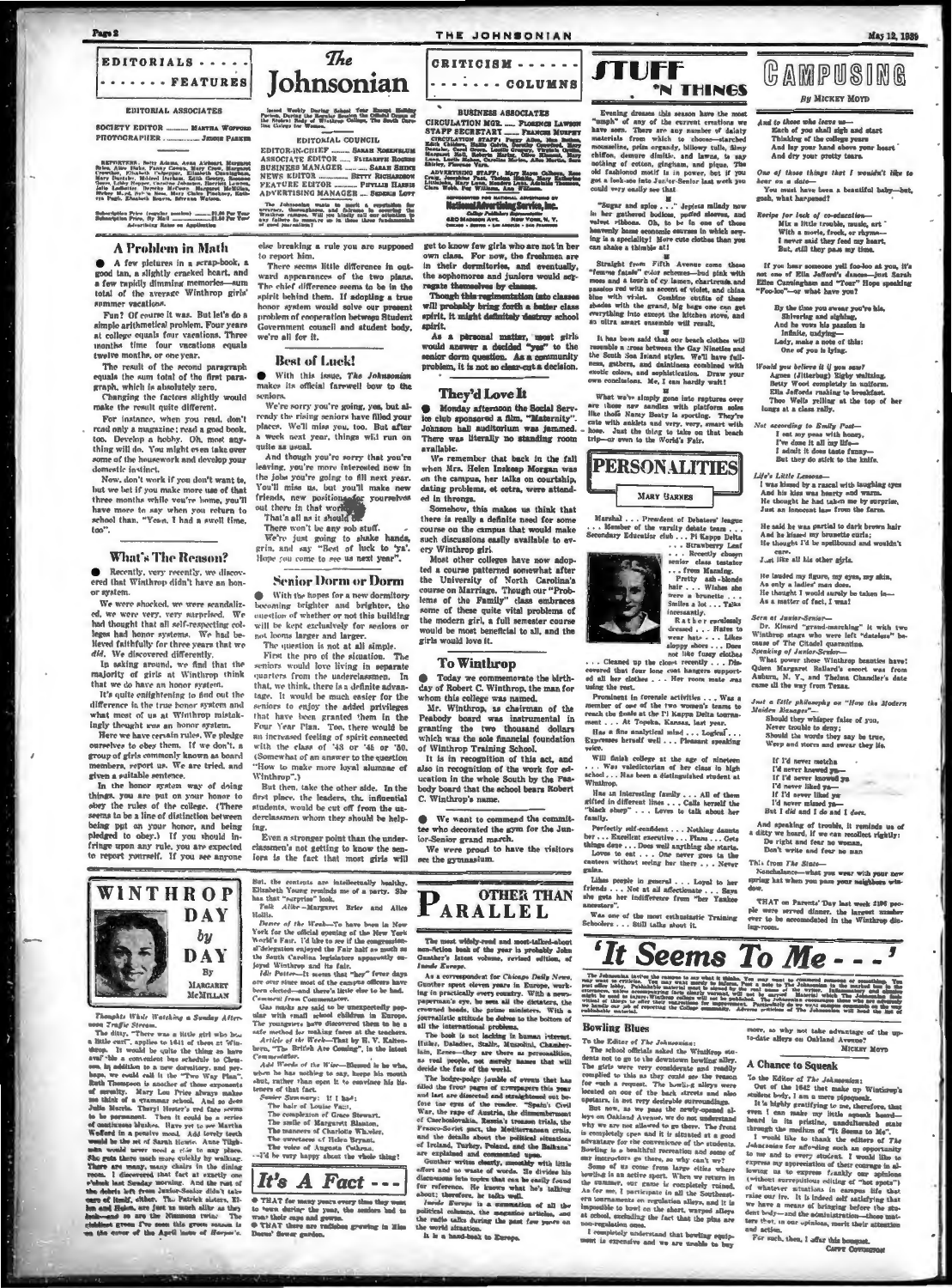# EDITORIALS ------- FEATURES

# The Johnsonian

# CRITICISM ------- COLUMNS

# STUFF 'N THINGS

# CAMPUSING

*By MICKEY MOYD*

### EDITORIAL ASSOCIATES

SOCIETY EDITOR .......... MARTHA WOFFORD
PHOTOGRAPHER .......... JEROME PARKER

REPORTERS: Betty Adams, Anne Airheart, Margaret Boles, Alice Blake, Fanny Carson, Mary Crow, Margaret Crowther, Elizabeth Culpepper, Elizabeth Cunningham, Mary Dantzler, Mildred Durham, Edith Gentry, Rosemary Goins, Libby Hopper, Caroline Johnson, Harriett Lemon, Julia Ledbetter, Dorothy McCown, Margaret McMillan, Shirley Mead, Patricia Ross, Mary Celia Pinckney, Kathryn Pugh, Elizabeth Rogers, Sylvana Watson.

Subscription Price (regular session) ........ $1.00 Per Year
Subscription Price, By Mail ........ $1.50 Per Year
Advertising Rates on Application

Issued Weekly During School Year Except Holiday Periods. During the Regular Session the Official Organ of the Student Body of Winthrop College, The South Carolina College for Women.

### EDITORIAL COUNCIL

EDITOR-IN-CHIEF .......... SARAH ROSENBLUM
ASSOCIATE EDITOR .......... ELIZABETH ROGERS
BUSINESS MANAGER .......... SARAH SMITH
NEWS EDITOR .......... BETTY RICHARDSON
FEATURE EDITOR .......... PHYLLIS HARRIS
ADVERTISING MANAGER .......... SIDNEY LOTT

The Johnsonian wants to merit a reputation for accuracy, thoroughness, and fairness in carrying the Winthrop news. Will you kindly call our attention to any failure to measure up to these three fundamentals of good journalism?

### BUSINESS ASSOCIATES

CIRCULATION MGR. .......... FLORENCE LAWSON
STAFF SECRETARY .......... FRANCES MURPHY

CIRCULATION STAFF: Peggy Allen, Mae Belton, Edith Childers, Hallie Calvin, Dorothy Crawford, Mary Dantzler, Carol Deese, Lucile Greene, Virginia Griffin, Margaret Hall, Roberta Hartley, Vera Mae Hill, Ruth Love, Lucile Mabee, Caroline Marion, Alice Martin, Ruth Shirley, Frances Vick.

ADVERTISING STAFF: Mary Hayes Calhoun, Rose Crow, Josephine Platt, Thelma Hinkle, Mary Katherine Littlejohn, Mary Lane, Marion Lane, Adelaide Thomason, Clara Webb, Pat Williams, Ann Williams.

REPRESENTED FOR NATIONAL ADVERTISING BY
**National Advertising Service, Inc.**
College Publishers Representative
420 MADISON AVE. NEW YORK, N. Y.
CHICAGO · BOSTON · LOS ANGELES · SAN FRANCISCO

## A Problem in Math

A few pictures in a scrap-book, a good tan, a slightly cracked heart, and a few rapidly dimming memories—sum total of the average Winthrop girls' summer vacations.

Fun? Of course it was. But let's do a simple arithmetical problem. Four years at college equals four vacations. Three months time four vacations equals twelve months, or one year.

The result of the second paragraph equals the sum total of the first paragraph, which is absolutely zero.

Changing the factors slightly would make the result quite different.

For instance, when you read, don't read only a magazine; read a good book, too. Develop a hobby. Oh, most anything will do. You might even take over some of the housework and develop your domestic instinct.

Now, don't work if you don't want to, but we bet if you make more use of that three months while you're home, you'll have more to say when you return to school than, "Yeah. I had a swell time, too".

## What's The Reason?

Recently, very recently, we discovered that Winthrop didn't have an honor system.

We were shocked, we were scandalized, we were very, very surprised. We had thought that all self-respecting colleges had honor systems. We had believed faithfully for three years that we did. We discovered differently.

In asking around, we find that the majority of girls at Winthrop think that we do have an honor system.

It's quite enlightening to find out the difference in the true honor system and what most of us at Winthrop mistakingly thought was an honor system.

Here we have certain rules. We pledge ourselves to obey them. If we don't, a group of girls commonly known as board members, report us. We are tried, and given a suitable sentence.

In the honor system way of doing things, you are put on your honor to obey the rules of the college. (There seems to be a line of distinction between being put on your honor, and being pledged to obey.) If you should infringe upon any rule, you are expected to report yourself. If you see anyone else breaking a rule you are supposed to report him.

There seems little difference in outward appearances of the two plans. The chief difference seems to be in the spirit behind them. If adopting a true honor system would solve our present problem of cooperation between Student Government council and student body, we're all for it.

## Best of Luck!

With this issue, *The Johnsonian* makes its official farewell bow to the seniors.

We're sorry you're going, yes, but already the rising seniors have filled your places. We'll miss you, too. But after a week next year, things will run on quite as usual.

And though you're sorry that you're leaving, you're more interested now in the jobs you're going to fill next year. You'll miss us, but you'll make new friends, new positions for yourselves out there in that world.

That's all as it should be.

There won't be any sob stuff.

We're just going to shake hands, grin, and say "Best of luck to 'ya". Hope you come to see us next year".

## Senior Dorm or Dorm

With the hopes for a new dormitory becoming brighter and brighter, the question of whether or not this building will be kept exclusively for seniors or not looms larger and larger.

The question is not at all simple.

First the pro of the situation. The seniors would love living in separate quarters from the underclassmen. In that, we think, there is a definite advantage. It would be much easier for the seniors to enjoy the added privileges that have been granted them in the Four Year Plan. Too, there would be an increased feeling of spirit connected with the class of '43 or '46 or '50. (Somewhat of an answer to the question "How to make more loyal alumnae of Winthrop".)

But then, take the other side. In the first place, the leaders, the influential students, would be cut off from the underclassmen whom they should be helping.

Even a stronger point than the underclassmen's not getting to know the seniors is the fact that most girls will get to know few girls who are not in her own class. For now, the freshmen are in their dormitories, and eventually, the sophomores and juniors would segregate themselves by classes.

Though this regimentation into classes will probably bring forth a better class spirit, it might definitely destroy school spirit.

As a personal matter, most girls would answer a decided "yes" to the senior dorm question. As a community problem, it is not so clear-cut a decision.

## They'd Love It

Monday afternoon the Social Service club sponsored a film, "Maternity". Johnson hall auditorium was jammed. There was literally no standing room available.

We remember that back in the fall when Mrs. Helen Inskeep Morgan was on the campus, her talks on courtship, dating problems, et cetera, were attended in throngs.

Somehow, this makes us think that there is really a definite need for some course on the campus that would make such discussions easily available to every Winthrop girl.

Most other colleges have now adopted a course patterned somewhat after the University of North Carolina's course on Marriage. Though our "Problems of the Family" class embraces some of these quite vital problems of the modern girl, a full semester course would be most beneficial to all, and the girls would love it.

## To Winthrop

Today we commemorate the birthday of Robert C. Winthrop, the man for whom this college was named.

Mr. Winthrop, as chairman of the Peabody board was instrumental in granting the two thousand dollars which was the sole financial foundation of Winthrop Training School.

It is in recognition of this act, and also in recognition of the work for education in the whole South by the Peabody board that the school bears Robert C. Winthrop's name.

We want to commend the committee who decorated the gym for the Junior-Senior grand march.

We were proud to have the visitors see the gymnasium.

Evening dresses this season have the most "umph" of any of the current creations we have seen. There are any number of dainty materials from which to choose—starched mousseline, prim organdy, billowy tulle, filmy chiffon, demure dimity, and lawns, to say nothing of cotton, gingham, and pique. The old fashioned motif is in power, but if you got a look-see into Junior-Senior last week you could very easily see that

"Sugar and spice . . ." depicts milady now in her gathered bodices, puffed sleeves, and velvet ribbons. Oh, to be in one of these heavenly home economic courses in which sewing is a specialty! More cute clothes than you can shake a thimble at!

Straight from Fifth Avenue come these "femme fatale" color schemes—bud pink with moss and a touch of cy lamen, chartreuse and passion red with an accent of violet, and china blue with violet. Combine outfits of these shades with the grand, big bags one can get everything into except the kitchen stove, and an ultra smart ensemble will result.

It has been said that our beach clothes will resemble a cross between the Gay Nineties and the South Sea Island styles. We'll have fullness, gathers, and daintiness combined with exotic colors, and sophistication. Draw your own conclusions. Me, I can hardly wait!

What we've simply gone into raptures over are those new sandles with platform soles like those Nancy Beaty is sporting. They're cute with anklets and very, very, smart with hose. Just the thing to take on that beach trip—or even to the World's Fair.

# PERSONALITIES

**MARY BARNES**

Marshal . . . President of Debaters' league . . . Member of the varsity debate team . . . Secondary Education club . . . Pi Kappa Delta . . . Strawberry Leaf . . . Recently chosen senior class testator . . . from Manning. Pretty ash-blonde hair . . . Wishes she were a brunette . . . Smiles a lot . . . Talks incessantly.

Rather carelessly dressed . . . Hates to wear hats . . . Likes sloppy shoes . . . Does not like fussy clothes . . . Cleaned up the closet recently . . . Discovered that four less coat hangers supported all her clothes . . . Her room mate was using the rest.

Prominent in forensic activities . . . Was a member of one of the two women's teams to reach the finals at the Pi Kappa Delta tournament . . . At Topeka, Kansas, last year.

Has a fine analytical mind . . . Logical . . . Expresses herself well . . . Pleasant speaking voice.

Will finish college at the age of nineteen . . . Was valedictorian of her class in High school . . . Has been a distinguished student at Winthrop.

Has an interesting family . . . All of them gifted in different lines . . . Calls herself the "black sheep" . . . Loves to talk about her family.

Perfectly self-confident . . . Nothing daunts her . . . Excellent executive . . . Plans . . . Gets things done . . . Does well anything she starts. Loves to eat . . . One never goes to the canteen without seeing her there . . . Never gains.

Likes people in general . . . Loyal to her friends . . . Not at all affectionate . . . Says she gets her indifference from "her Yankee ancestors".

Was one of the most enthusiastic Training Schoolers . . . Still talks about it.

*And to those who leave us—*
Each of you shall sigh and start
Thinking of the college years
And lay your hand above your heart
And dry your pretty tears.

*One of those things that I wouldn't like to hear on a date—*
You would have been a beautiful baby—but, gosh, what happened?

*Recipe for lack of co-education—*
Mix a little trouble, music, art
With a movie, frock, or rhyme—
I never said they feed my heart,
But, still they pass my time.

If you hear someone yell foo-loo at you, it's not one of Ella Jefford's dances—just Sarah Ellen Cunningham and "Tour" Hope speaking "Foo-loo"—or what have you?

By the time you swear you're his,
Shivering and sighing,
And he vows his passion is
Infinite, undying—
Lady, make a note of this:
One of you is lying.

*Would you believe it if you saw?*
Agnes (Jitterbug) Sigby waltzing.
Betty West completely in uniform.
Ella Jeffords rushing to breakfast.
Theo Wells yelling at the top of her lungs at a class rally.

*Not according to Emily Post—*
I eat my peas with honey,
I've done it all my life—
I admit it does taste funny—
But they do stick to the knife.

*Life's Little Lessons—*
I was kissed by a rascal with laughing eyes
And his kiss was hearty and warm.
He thought he had taken me by surprise,
Just an innocent lass from the farm.

He said he was partial to dark brown hair
And he kissed my brunette curls;
He thought I'd be spellbound and wouldn't care.
Just like all his other girls.

He lauded my figure, my eyes, my skin,
As only a ladies' man does.
He thought I would surely be taken in—
As a matter of fact, I was!

*Seen at Junior-Senior—*
Dr. Kinard "grand-marching" it with two Winthrop stags who were left "dateless" because of The Citadel quarantine.
*Speaking of Junior-Senior—*
What power these Winthrop beauties have! Queen Margaret Ballard's escort was from Auburn, N. Y., and Thelma Chandler's date came all the way from Texas.

*Just a little philosophy on "How the Modern Maiden Manages"—*
Should they whisper false of you,
Never trouble to deny;
Should the words they say be true,
Weep and storm and swear they lie.

If I'd never metcha
I'd never knewed ya—
If I'd never knowed ya
I'd never liked ya—
If I'd never liked ya
I'd never missed ya—
But I did and I do and I does.

And speaking of trouble, it reminds us of a ditty we heard, if we can recollect rightly:
Do right and fear no woman,
Don't write and fear no man.

This from *The State*—
Nonchalance—what you wear with your new spring hat when you pass your neighbors window.

THAT on Parents' Day last week 2196 people were served dinner, the largest number ever to be accomodated in the Winthrop dining-room.

# WINTHROP DAY by DAY

By MARGARET McMILLAN

*Thoughts While Watching a Sunday Afternoon Traffic Stream.*

The ditty, "There was a little girl who lost a little curl", applies to 1441 of them at Winthrop. It would be quite the thing to have available a convenient bus schedule to Charlotte. In addition to a new dormitory, and perhaps, we could call it the "Two Way Plan". Ruth Thompson is another of those exponents of serenity. Mary Lou Price always makes me think of a grammar school. And so does Julia Morris. Theryl Hester's red face seems to be permanent. Then it could be a series of continuous blushes. Have yet to see Martha Wofford in a pensive mood. Add lovely teeth would be the set of Sarah Hewitt. Anne Tilghman would never need a chair to say place. She gets there much more quickly by walking. There are many, many chairs in the dining room. I discovered that fact at exactly one o'clock last Sunday morning. And the rest of the debris left from Junior-Senior didn't take care of itself, either. The Patrick sisters, Ellen and Helen, are just so much alike as they look—and so are the Simmons twins. The children grown I've seen this green mesh is on the cover of the April issue of *Harper's*.

But, the contents are intellectually healthy. Elizabeth Young reminds me of a party. She has that "surprise" look.

*Folk Alike*—Margaret Brice and Alice Hollis.

*Dance of the Week*—To have been in New York for the official opening of the New York World's Fair. I'd like to see if the congressional delegation enjoyed the Fair half as much as the South Carolina legislature apparently enjoyed Winthrop and its fair.

*Idle Patter*—It seems that "they" fewer days are ever since most of the campus officers have been elected—and there's little else to be had.

*Comment from Commentator.*

Cap marks are said to be unexpectedly popular with small school children in Europe. The youngsters have discovered them to be a safe method for making faces at the teachers.

*Article of the Week*—That by H. V. Kaltenborn, "The British Are Coming", in the latest *Commentator*.

*Add Words of the Wise*—Blessed is he who, when he has nothing to say, keeps his mouth shut, rather than open it to convince his listeners of that fact.

*Senior Summary:* If I had:
The hair of Louise Fant,
The complexion of Grace Stewart,
The smile of Margaret Blanton,
The manners of Charlotte Whisler,
The sweetness of Helen Bryant,
The voice of Augusta Cothran,
—I'd be very happy about the whole thing!

# It's A Fact ---

THAT for many years every time they went to town during the year, the seniors had to wear their caps and gowns.

THAT there are radishes growing in Miss Dacus' flower garden.

# OTHER THAN PARALLEL

The most widely-read and most-talked-about non-fiction book of the year is probably John Gunther's latest volume, revised edition, of *Inside Europe*.

As a correspondent for *Chicago Daily News*, Gunther spent eleven years in Europe, working in practically every country. With a newspaperman's eye, he sees all the dictators, the crowned heads, the prime ministers. With a journalistic attitude he delves to the bottom of all the international problems.

The book is not lacking in human interest. Hitler, Daladier, Stalin, Mussolini, Chamberlain, Eden—they are there as personalities, as real people, not merely names that will decide the fate of the world.

The hodge-podge jumble of events that has filled the front pages of newspapers this year and last are dissected and straightened out before the eyes of the reader. "Spain's Civil War, the rape of Austria, the dismemberment of Czechoslovakia, Russia's treason trials, the Franco-Soviet pact, the Mediterranean crisis, and the details about the political situations of Ireland, Turkey, Poland, and the Balkans" are explained and commented upon.

Gunther writes clearly, concisely with little effort and no waste of words. He divides his discussions into topics that can be easily found for reference. He knows what he's talking about; therefore, he talks well.

*Inside Europe* is a summation of all the political columns, the magazine articles, and the radio talks during the past few years on the world situation.

It is a hand-book to Europe.

# 'It Seems To Me - - -'

The Johnsonian invites the readers to say what it thinks. You may want to commend someone or something. You may want to criticize. You may want merely to inform. Feel free to write to The Johnsonian in the matter. But be brief, take ably. Publishable material must be signed by the real name of the writer. Inflammatory and abusive attacks, unless accompanied by the writer's name, will not be published. The Johnsonian encourages those who are critical of things to offer their suggestions for improvement. Preferably do we want suggestions and all letters are to be handled and kept in respect. The College community. Adverse opinions of The Johnsonian will be published. The Johnsonian will print no unpublishable material.

## Bowling Blues

To the Editor of *The Johnsonian*:

The school officials asked the Winthrop students not to go to the downtown bowling alley. The girls were very considerate and readily complied to this as they could see the reason for such a request. The bowling alleys were located on one of the back streets and also upstairs, in not very desirable surroundings.

But now, as we pass the newly-opened alleys on Oakland Avenue, we do not understand why we are not allowed to go there. The front is completely open and it is situated at a good advantage for the convenience of the students. Bowling is a wholesome recreation and some of our instructors go there, so why can't we?

Some of us come from large cities where bowling is an active sport. When we return in the summer, our game is completely ruined. As for me, I participate in all the Southeastern tournaments on regulation alleys, and it is impossible to bowl on the short, warped alleys at school, excluding the fact that the pins are non-regulation ones.

I completely understand that bowling equipment is expensive and we are unable to buy more, so why not take advantage of the up-to-date alleys on Oakland Avenue?

MICKEY MOYD

## A Chance to Squeak

To the Editor of *The Johnsonian*:

Out of the 1642 that make up Winthrop's student body, I am a mere pipsqueak.

It's highly gratifying to me, therefore, that even I can make my little squeak heard—heard in its pristine, unadulterated state through the medium of "It Seems to Me".

I would like to thank the editors of *The Johnsonian* for affording such an opportunity to me and to every student. I would like to express my appreciation of their courage in allowing us to express frankly our opinions (without surreptitious editing of "hot spots") of whatever situation in campus life that raise our ire. It is indeed self satisfying that we have a means of bringing before the student body—and the administration—those matters that, in our opinions, merit their attention and action.

For such, then, I offer this bouquet.

CAPPY COVINGTON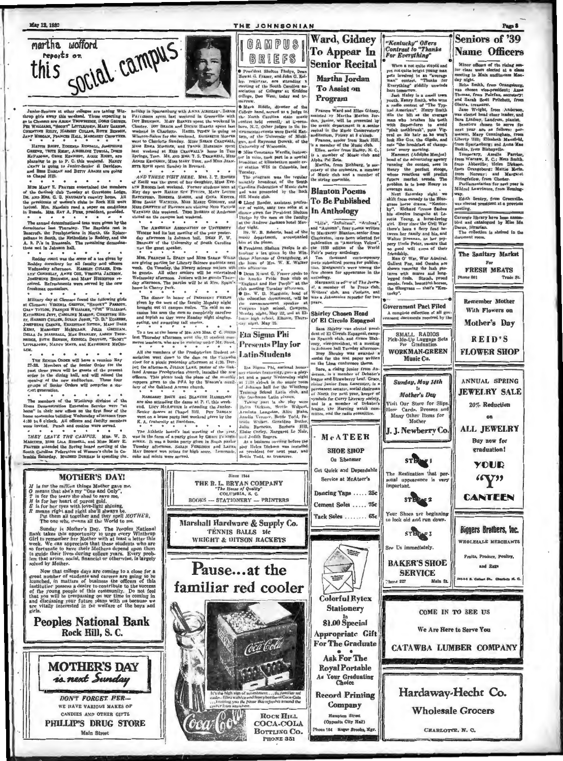# martha wofford reports on this social campus

Junior-Seniors at other colleges are taking Winthrop girls away this weekend. Those expecting to go to Clemson are Arden Trowbridge, Doris Grimes, Pe Williams, "Snooky" Littlejohn, Mary Barnes, Christine Riley, Harriet Cullen, Ruth Benson, Jane Morgan, Frances Hall, Margaret Crowther.

Hattie Rigby, Eugenia Kendall, Josephine Greene, Ruth Riley, Angeline Towill, Doris McFadden, Gene Kennedy, Aggie Rigby, are planning to go to P. C. this weekend. Nancy Leaty is going to Junior-Senior at Davidson, and Bess Dargan and Betty Adams are going to Chapel Hill.

Miss Mary E. Frayser entertained the members of the Outlook club Tuesday at Graystone Lodge, Dr. and Mrs. C. G. Naudain's country home. All the presidents of women's clubs in Rock Hill were invited. Mrs. Naudain read a paper on conditions in Russia. Mrs. Ray A. Furr, president, presided.

The annual denominational teas were given by the dormitories last Thursday. The Baptists met in Bancroft, the Presbyterians in North, the Episcopalians in South, the Methodists in Roddey, and the A. R. P.'s in Breazeale. The remaining denominations met in Johnson hall.

Roddey court was the scene of a tea given by Roddey dormitory for all faculty and officers Wednesday afternoon. Harriet Cullen, Evelyn Connelly, Anne Cox, Virginia Jackson, Josephine Brunson, and Mary Houghton received. Refreshments were served by the new freshman counselors.

Military day at Clemson found the following girls at Clemson: Virginia Griffin, "Snooky" Parrott, Gray Taylor, Frances Williams, "Pee" Williams, Katherine Jett, Caroline Marion, Christine Riley, Harriet Cullen, Susan Jones, "D. D." Elkerson, Josephine Greene, Ernestine Sutton, Mary Dale Kemp, Margaret McMillan, Julia Gresham, Della Jo Marshall, Mae Stanley, Arden Trowbridge, Ruth Benson, Estelle Doutitt, "Snooky" Littlejohn, Nancy Mays, and Katherine McCollum.

The Senior Order will have a reunion May 27-28. Members of the Senior Order for the past three years will be guests of the present order in the dining hall, and will attend the opening of the new auditorium. These four groups of Senior Orders will comprise a student generation.

The members of the Winthrop division of the Home Demonstration Extension Service were "at home" in their new offices on the first floor of the home economics building Wednesday afternoon from 4:30 to 6 o'clock. All officers and faculty members were invited. Punch and cookies were served.

*THEY LEAVE THE CAMPUS.* Mrs. W. D. Magginis, Miss Lila Russell, and Miss Mary E. Frayser attended the Spring board meeting of the South Carolina Federation of Women's clubs in Columbia Saturday. Mildred Dunbar is spending the holiday in Spartanburg with Anna Aimbar. Sarah Patterson spent last weekend in Greenville with Dot Brunson. Mary Barnes spent the weekend in Chester. Dot Beach and Dickie Hardin spent last weekend in Charlotte. Hazel Peden is going to Winston-Salem for the weekend. Elizabeth Moffer went to Charlotte Sunday. Miss Sarah Cragwall, Miss Edna Mahler, and Frank Harrison spent last weekend at Miss Cragwall's home in Tate Springs, Tenn. Mr. and Mrs. T. S. Trammell, Miss Agnes Erickson, Miss Mary York, and Miss Jeanette Rowe spent Sunday in Brevard.

*AND THESE VISIT HERE.* Mrs. I. T. Rhodes of Estill was the guest of her daughter, Miss Evelyn Rhodes last weekend. Former students seen at May day were Rallie Sue Fuller, Mary Louise Ratchford, Roberta Marsh, and Geneva Kester. Miss Sally Watkins, Miss Marie Gregory, and Miss Griffith of Florence are visiting Miss Fannie Watkins this weekend. Tene Burriss of Anderson visited on the campus last weekend.

The American Association of University Women had its last meeting of the year yesterday afternoon in Johnson hall. Dean F. W. Bradley of the University of South Carolina was the guest speaker.

Mrs. Frances L. Spain and Miss Sarah Wills are giving parties for Library Science students next week. On Tuesday, the library science majors will be guests. All other seniors will be entertained Wednesday afternoon. Juniors will be guests Thursday afternoon. The parties will be at Mrs. Spain's home in Cherry Park.

The dinner in honor of President Phelps given by the men of the faculty Monday night brought out all campus males. 'Tis said no occasion has seen the men so completely carefree and boyish as they were Monday night singing, eating, and swapping tall stories.

To a tea at the home of Mr. and Mrs. C. C. Steed last Thursday afternoon went the 33 student commerce teachers, who are in training under Mr. Steed.

All the members of the Presbyterian Student association went down to the dam on the Catawba river for a picnic yesterday afternoon at 4:30. During the afternoon, Julian Lake, pastor of the Oakland Avenue Presbyterian church, installed the new officers. This picnic took the place of the monthly suppers given to the PSA by the Women's auxiliary of the Oakland Avenue church.

Margaret Boone and Blanche Hamilton are also attending the dance at P. C. this weekend. Lucy McArthur is attending the Junior-Senior dances at Chapel Hill. Pet Dargan went on a house party last weekend given by the K. A. fraternity at Davidson.

The Athletic board's last meeting of the year, was in the form of a party given by Grace Fender-burke. It was a bunko party given in South parlor Tuesday afternoon. Sarah Ferguson and Laura May Brown won prizes for high score. Lemonade, cake and mints were served.

---

# CAMPUS BRIEFS

● President Shelton Phelps, Dean Mowat G. Fraser, and John G. Kelley, registrar, are attending a meeting of the South Carolina association of Colleges at Erskine college, Due West, today and tomorrow.

● Mark Biddle, director of the College band, served as a judge in the North Carolina state music contest held recently at Greensboro, N. C. Other judges in the instrumental events were David Kattern, of the University of Michigan, and Raymond Dvorak, of the University of Wisconsin.

● Miss Constance Wardle, instructor in voice, took part in a special broadcast of Elizabethan music over station WIS in Columbia, last Tuesday.

The program was the regular monthly broadcast of the South Carolina Federation of Music clubs and was presented by the Rock Hill Music club.

● Lloyd Bender, assistant professor of voice, sang two solos at a dinner given for President Shelton Phelps by the men on the faculty at the Andrew Jackson hotel Monday night.

● Dr. W. B. Roberts, head of the music department, accompanied him at the piano.

● President Shelton Phelps is attending a tea given by the Winthrop Alumnae of Orangeburg, at the home of Mrs. W. K. Walker this afternoon.

● Dean Mowat G. Fraser spoke to the Amelia Pride Book club on "England and Her People" at the club meeting Tuesday afternoon.

● Dr. W. D. Magginis, head of the education department, will be the commencement speaker at Cowpens high school, Cowpens, Monday night, May 22, and at Ellenton high school, Ellorce, Thursday night, May 25.

---

# Ward, Gidney To Appear In Senior Recital

## Martha Jordan To Assist on Program

Frances Ward and Ellen Gidney, assisted by Martha Marion Jordan, junior, will be presented by the music department in a senior recital in the Music Conservatory auditorium, Friday at 8 o'clock.

Frances, senior from Rock Hill, is a member of the Music club.

Ellen, senior from Shelby, N. C., is a member of Music club and Alpha Psi Zeta.

Martha, from Richburg, is secretary of the orchestra, a member of Music club and a member of the string ensemble.

# Blanton Poems To Be Published In Anthology

"Life", "Infinitum", "Azaleas", and "Autumn", four poems written by Margaret Blanton, senior from Charleston, have been selected for publication in "American Voices", the 1939 edition of the World Fair's poetry anthology.

Ten thousand contemporary poets submitted poems for publication. Margaret's were among the few chosen for appearance in the anthology.

Margaret is editor of The Journal, a member of he Press club, Writers' club, and Sterians, and was a Johnsonian reporter for two years.

# Shirley Chosen Head Of El Circulo Espagnol

Sara Shirley was elected president of El Circulo Espagnol, campus Spanish club, and Grace Blakeney, vice-president, at a meeting in Johnson hall Tuesday afternoon.

Bess Shealy was awarded a medal for the best paper written on the Lima conference theme.

Sara, a rising junior from Anderson, is a member of Debater's league and Strawberry Leaf. Grace, rising junior from Lancaster, is a permanent senator, social chairman of North for next year, keeper of symbols for Curry Literary society, and is a member of Debater's league, the Morning watch committee, and the radio committee.

# Eta Sigma Phi Presents Play for Latin Students

Eta Sigma Phi, national honorary classics fraternity, gave a playlet and a party Wednesday night at 7:30 o'clock in the music room of Johnson hall for the Winthrop Training School Latin club, and the freshman Latin classes.

Taking part in the play were Helen Dickson, Myrtle Wolpert, Arminta Langston, Alice Blake, Amelia Vernon, Bettie Todd, Patricia Walker, Geraldine Butler, Julia Burnette, Barbara Hill, Eloise Corley, Margaret Le Noir, and Judith Rogers.

At a business meeting before the play Helen Dickson was installed as president for next year, and Bettie Todd, as treasurer.

# "Kentucky" Offers Contrast to "Thanks For Everything"

When a not quite stupid and yet not quite bright young man gets involved in an "average man" contest, "Thanks for Everything" giddily unwinds here tomorrow.

Jack Haley is a small town youth, Henry Smith, who wins a radio contest of "The Typical American". Henry Smith fills the bill as the average man who brushes his teeth with Super-form to avoid "pink toothbrush", puts Vigoral on his hair so he won't look like Gus, the Gigolo, and eats "the breakfast of champions" every morning.

Harcourt (Adolphe Menjou) head of the advertising agency running the contest, sees in Henry the perfect stooge, whose reactions will predict future market trends. The problem is to keep Henry an average man.

Next Saturday night we shift from comedy to the Bluegrass horse drama, "Kentucky". Richard Greene flashes his dimples incognito at Loretta Young, a horse-loving girl. Ever since the Civil War there's been a fiery feud between her family and his, and Walter Brennan, as her peppery Uncle Peter, swears that no good will come of their friendship.

Man O' War, War Admiral, Gallant Fox, and Omaha are shown roaming the lush pastures with mares and long-legged foals. Staunch proud people, feuds, beautiful horses, the Bluegrass — that's "Kentucky".

# Government Pact Filed

A complete collection of all government documents received by the

# Seniors of '39 Name Officers

Minor officers of the rising senior class were elected at a class meeting in Main auditorium Monday night.

Reba Smith, from Orangeburg, was chosen vice-president; Anne Thomas, from Fairfax, secretary; and Sarah Scott Pritchett, from Olanta, treasurer.

Jane Wright, from Anderson, was elected head cheer leader, and Sara Lindsay, Landrum, pianist.

Senators chosen to serve for next year are as follows: permanent, Mary Cunningham, from Liberty Hill; Elizabeth Mansfield, from Spartanburg; and Anna Mae Baskin, from Bishopville.

Temporary, Amelia Parrior, from Warsaw, N. C.; Neta Smith, from Abbeville; Helen Dickson, from Orangeburg; Mattie Betts, from Norway; and Margaret Stringfellow, from Chester.

Parliamentarian for next year is Mildred Lawrimore, from Hemingway.

Edith Gentry, from Greenville, was elected president at a previous meeting.

Carnegie library have been assembled and catalogued by Miss Ida Dacus, librarian.

The collection is shelved in the document room.

---

# MOTHER'S DAY!

*M* is for the million things Mother gave me,
*O* means that she's my "One and Only",
*T* is for the tears she shed to save me,
*H* is for her heart of purest gold,
*E* is for her eyes with love-light shining,
*R* means right and right she'll always be.
Put them all together and they spell *MOTHER*,
The one who means all the World to me.

Sunday is Mother's Day. The Peoples National Bank takes this opportunity to urge every Winthrop Girl to remember her Mother with at least a letter this week. We can appreciate that these students who are so fortunate to have their Mothers depend upon them to guide their lives during college years. Every problem that arises, social, financial or otherwise, is largely solved by Mother.

Now that college days are coming to a close for a great number of students and careers are going to be launched, in matters of business the officers of this institution possess a desire to contribute to the success of the young people of this community. Do not feel that you will be trespassing on our time in coming in and discussing your future plans with us because we are vitally interested in the welfare of the boys and girls.

**Peoples National Bank**
Rock Hill, S. C.

---

**MOTHER'S DAY** is next Sunday

DON'T FORGET HER—
WE HAVE VARIOUS MAKES OF CANDIES AND OTHER GIFTS

**PHILLIP'S DRUG STORE**
Main Street

---

Since 1844
**THE R. L. BRYAN COMPANY**
"The House of Quality"
COLUMBIA, S. C.
BOOKS — STATIONERY — PRINTERS

---

**Marshall Hardware & Supply Co.**
TENNIS BALLS 25c
WRIGHT & DITSON RACKETS

---

# Pause...at the familiar red cooler

It's the high sign of refreshment... the familiar red cooler—filled with ice and frosty bottles of Coca-Cola... inviting you the pause that refreshes around the corner from anywhere.

**ROCK HILL COCA-COLA BOTTLING CO.**
PHONE 351

---

**McATEER SHOE SHOP**
On Ebenezer

Get Quick and Dependable Service at McAteer's

Dancing Taps ..... 25c
Cement Soles ..... 75c
Tack Soles ..... 65c

---

**Colorful Rytex Stationery**
In
$1.00 Special
**Appropriate Gift For The Graduate**

Ask For The
**Royal Portable**
As Your Graduating Choice

**Record Printing Company**
Hampton Street
(Opposite City Hall)
Phone 164 Roger Brooks, Mgr.

---

**SMALL RADIOS**
Pick-Me-Up Luggage Sets
For Graduation
**WORKMAN-GREEN**
Music Co.

---

*Sunday, May 14th*
Is
*Mother's Day*
Visit Our Store for Slips, Hose, Cards, Dresses and Many Other Items for Mother

**J. J. Newberry Co.**

---

STEP 1
The Realization that personal appearance is very important.

STEP 2
Your Shoes are beginning to look old and run down.

STEP 3
See Us immediately.

**BAKER'S SHOE SERVICE**
Phone 327 Main St.

---

**The Sanitary Market**
For
**FRESH MEATS**
Phone 801 Trade St.

---

Remember Mother With Flowers on **Mother's Day**

**REID'S FLOWER SHOP**

---

**ANNUAL SPRING JEWELRY SALE**
20% Reduction on
**ALL JEWELRY**
Buy now for graduation!

**YOUR "Y" CANTEEN**

---

**Biggers Brothers, Inc.**
WHOLESALE MERCHANTS
Fruits, Produce, Poultry, and Eggs
301-3-5 S. Colleen St. Charlotte N. C.

---

COME IN TO SEE US
We Are Here to Serve You
**CATAWBA LUMBER COMPANY**

---

**Hardaway-Hecht Co.**
Wholesale Grocers
CHARLOTTE, N. C.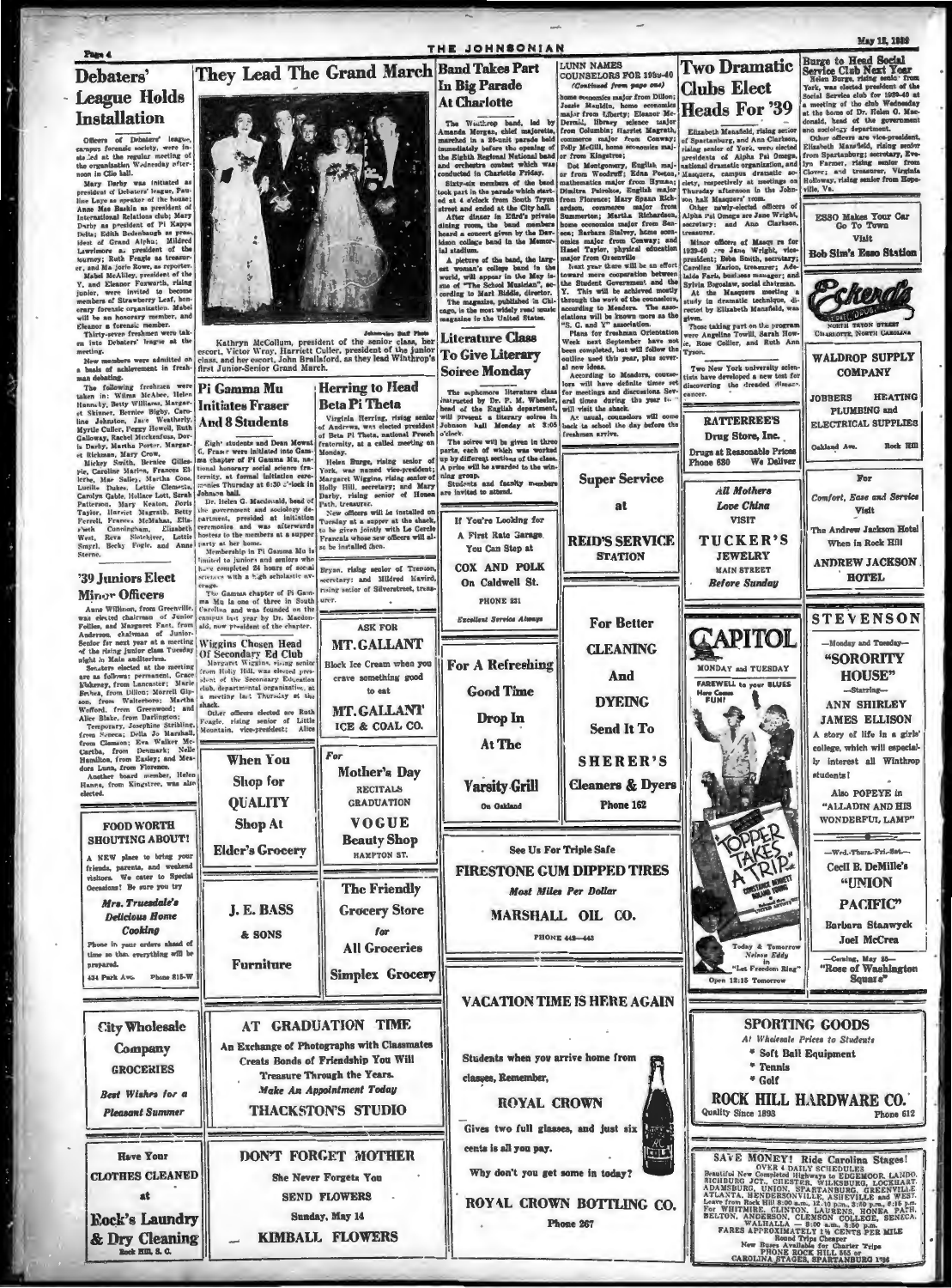# Debaters' League Holds Installation

Officers of Debaters' league, campus forensic society, were installed at the regular meeting of the organization Wednesday afternoon in Clio hall.

Mary Darby was initiated as president of Debaters' league, Pauline Laye as speaker of the house; Anne Mae Baskin as president of International Relations club; Mary Darby as president of Pi Kappa Delta; Edith Bedenbaugh as president of Grand Alpha; Mildred Lawrimore as president of the tourney; Ruth Feagle as treasurer, and Ma Jorie Rowe, as reporter.

Mabel McAliley, president of the Y, and Eleanor Foxworth, rising junior, were invited to become members of Strawberry Leaf, honorary forensic organization. Mabel will be an honorary member, and Eleanor a forensic member.

Thirty-seven freshmen were taken into Debaters' league at the meeting.

New members were admitted on a basis of achievement in freshman debating.

The following freshmen were taken in: Wilma McAbee, Helen Hannaby, Betty Williams, Margaret Skinner, Bernice Bigby, Caroline Johnston, Jane Weatherly, Myrtle Culler, Peggy Howell, Ruth Galloway, Rachel Muckenfuss, Doris Darby, Martha Porter, Margaret Hickman, Mary Crow, Mickey Smith, Bernice Gillespie, Caroline Marion, Frances Ellerbe, Mae Salley, Martha Cone, Lucille Dukes, Lettie Clements, Carolyn Gable, Hollace Lott, Sarah Patterson, Mary Keaton, Doris Taylor, Harriet Magrath, Betty Ferrell, Frances McMahan, Elizabeth Cunningham, Elizabeth West, Reva Stotchier, Lottie Smyrl, Becky Fogle, and Anne Sterne.

## '39 Juniors Elect Minor Officers

Anne Wilkison, from Greenville, was elected chairman of Junior Follies, and Margaret Fant, from Anderson, chairman of Junior-Senior for next year at a meeting of the rising junior class Tuesday night in Main auditorium.

Senators elected at the meeting are as follows: permanent, Grace Blakeney, from Lancaster; Marie Brown, from Dillon; Morrell Gibson, from Walterboro; Martha Wofford, from Greenwood; and Alice Blake, from Darlington;

Temporary, Josephine Stribling, from Seneca; Della Jo Marshall, from Clemson; Eva Walker McCarthy, from Denmark; Nelle Hamilton, from Easley; and Meadors Lunn, from Florence.

Another board member, Helen Hanna, from Kingstree, was also elected.

---

**FOOD WORTH SHOUTING ABOUT!**

A NEW place to bring your friends, parents, and weekend visitors. We cater to Special Occasions! Be sure you try

*Mrs. Truesdale's Delicious Home Cooking*

Phone in your orders ahead of time so that everything will be prepared.

434 Park Ave. Phone 815-W

---

**City Wholesale Company**

GROCERIES

*Best Wishes for a Pleasant Summer*

---

Have Your CLOTHES CLEANED at

**Rock's Laundry & Dry Cleaning**

Rock Hill, S. C.

---

# They Lead The Grand March

Kathryn McCollum, president of the senior class, her escort, Victor Wray, Harriett Culler, president of the junior class, and her escort, John Brailsford, as they lead Winthrop's first Junior-Senior Grand March.

## Pi Gamma Mu Initiates Fraser And 8 Students

Eight students and Dean Mowat G. Fraser were initiated into Gamma chapter of Pi Gamma Mu, national honorary social science fraternity, at formal initiation ceremonies Thursday at 6:30 o'clock in Johnson hall.

Dr. Helen G. Macdonald, head of the government and sociology department, presided at initiation ceremonies and was afterwards hostess to the members at a supper party at her home.

Membership in Pi Gamma Mu is limited to juniors and seniors who have completed 24 hours of social sciences with a high scholastic average.

The Gamma chapter of Pi Gamma Mu is one of three in South Carolina and was founded on the campus last year by Dr. Macdonald, now president of the chapter.

## Wiggins Chosen Head Of Secondary Ed Club

Margaret Wiggins, rising senior from Holly Hill, was elected president of the Secondary Education club, departmental organization, at a meeting last Thursday at the shack.

Other officers elected are Ruth Feagle, rising senior of Little Mountain, vice-president; Alice

## Herring to Head Beta Pi Theta

Virginia Herring, rising senior of Andrews, was elected president of Beta Pi Theta, national French fraternity, at a called meeting on Monday.

Helen Burge, rising senior of York, was named vice-president; Margaret Wiggins, rising senior of Holly Hill, secretary; and Mary Darby, rising senior of Honea Path, treasurer.

New officers will be installed on Tuesday at a supper at the shack, to be given jointly with Le Cercle Francais whose new officers will also be installed then.

Bryan, rising senior of Trenton, secretary; and Mildred Mavird, rising senior of Silverstreet, treasurer.

---

ASK FOR **MT. GALLANT**

Block Ice Cream when you crave something good to eat

**MT. GALLANT ICE & COAL CO.**

---

When You Shop for QUALITY Shop At

**Elder's Grocery**

---

For Mother's Day RECITALS GRADUATION

**VOGUE Beauty Shop**

HAMPTON ST.

---

**J. E. BASS & SONS**

Furniture

---

**The Friendly Grocery Store** for All Groceries

**Simplex Grocery**

---

# Band Takes Part In Big Parade At Charlotte

The Winthrop band, led by Amanda Morgan, chief majorette, marched in a 25-unit parade held immediately before the opening of the Eighth Regional National band and orchestra contest which was conducted in Charlotte Friday.

Sixty-six members of the band took part in the parade which started at 4 o'clock from South Tryon street and ended at the City hall.

After dinner in Efird's private dining room, the band members heard a concert given by the Davidson college band in the Memorial stadium.

A picture of the band, the largest woman's college band in the world, will appear in the May issue of "The School Musician", according to Mari Biddle, director. The magazine, published in Chicago, is the most widely read music magazine in the United States.

## Literature Class To Give Literary Soiree Monday

The sophomore literature class instructed by Dr. F. M. Wheeler, head of the English department, will present a literary soiree in Johnson hall Monday at 3:05 o'clock.

The soiree will be given in three parts, each of which was worked up by different sections of the class. A prize will be awarded to the winning group.

Students and faculty members are invited to attend.

---

If You're Looking for A First Rate Garage You Can Stop at

**COX AND POLK**

On Caldwell St.

PHONE 231

*Excellent Service Always*

---

For A Refreshing Good Time Drop In At The

**Varsity Grill**

On Oakland

---

# LUNN NAMES COUNSELORS FOR 1939-40

*(Continued from page one)*

home economics major from Dillon; Jessie Mauldin, home economics major from Liberty; Eleanor McDermid, library science major from Columbia; Harriet Magrath, commerce major from Conway; Polly McGill, home economics major from Kingstree;

Dot Montgomery, English major from Woodruff; Edna Poston, mathematics major from Hyman; Dimitra Polrobus, English major from Florence; Mary Spann Richardson, commerce major from Summerton; Martha Richardson, home economics major from Seneca; Barbara Stalvey, home economics major from Conway; and Hazel Taylor, physical education major from Greenville.

Next year there will be an effort toward more cooperation between the Student Government and the Y. This will be achieved mostly through the work of the counselors, according to Meadors. The associations will be known more as the "S. G. and Y" association.

Plans for freshman Orientation Week next September have not been completed, but will follow the outline used this year, plus several new ideas.

According to Meadors, counselors will have definite times set for meetings and discussions. Several times during the year the will visit the shack.

At usual, counselors will come back to school the day before the freshmen arrive.

---

**Super Service** at

**REID'S SERVICE STATION**

---

For Better CLEANING And DYEING Send It To

**SHERER'S Cleaners & Dyers**

Phone 162

---

# Two Dramatic Clubs Elect Heads For '39

Elizabeth Mansfield, rising senior of Spartanburg, and Ann Clarkson, rising senior of York, were elected presidents of Alpha Psi Omega, national dramatic organization, and Masquers, campus dramatic society, respectively at meetings on Thursday afternoon in the Johnson hall Masquers' room.

Other newly-elected officers of Alpha Psi Omega are Jane Wright, secretary; and Ann Clarkson, treasurer.

Minor officers of Masquers for 1939-40 are Jane Wright, vice-president; Bebe Smith, secretary; Caroline Marion, treasurer; Adelaide Faris, business manager; and Sylvia Bogoslaw, social chairman.

At the Masquers meeting a study in dramatic technique, directed by Elizabeth Mansfield, was given.

Those taking part on the program were Angeline Towill, Sarah Howle, Rose Collier, and Ruth Ann Tyson.

Two New York university scientists have developed a new test for discovering the dreaded disease cancer.

---

**RATTERREE'S Drug Store, Inc.**

Drugs at Reasonable Prices

Phone 630 We Deliver

---

*All Mothers Love China* VISIT

**TUCKER'S JEWELRY**

MAIN STREET

*Before Sunday*

---

**CAPITOL**

MONDAY and TUESDAY

FAREWELL to your BLUES

Here Comes FUN!

"Topper Takes A Trip"

Today & Tomorrow Nelson Eddy in "Let Freedom Ring"

Open 12:15 Tomorrow

---

# Burge to Head Social Service Club Next Year

Helen Burge, rising senior from York, was elected president of the Social Service club for 1939-40 at a meeting of the club Wednesday at the home of Dr. Helen G. Macdonald, head of the government and sociology department.

Other officers are vice-president, Elizabeth Mansfield, rising senior from Spartanburg; secretary, Evelyn Farmer, rising senior from Clover; and treasurer, Virginia Holloway, rising senior from Hopeville, Va.

---

ESSO Makes Your Car Go To Town

Visit **Bob Sim's Esso Station**

---

**Efird's**

CHARLOTTE, NORTH CAROLINA

NORTH TRYON STREET

---

**WALDROP SUPPLY COMPANY**

JOBBERS HEATING PLUMBING and ELECTRICAL SUPPLIES

Oakland Ave. Rock Hill

---

For Comfort, Ease and Service Visit

The Andrew Jackson Hotel When in Rock Hill

**ANDREW JACKSON HOTEL**

---

**STEVENSON**

—Monday and Tuesday—

**"SORORITY HOUSE"**

—Starring—

**ANN SHIRLEY JAMES ELLISON**

A story of life in a girls' college, which will especially interest all Winthrop students!

Also POPEYE in "ALLADIN AND HIS WONDERFUL LAMP"

—Wed.-Thurs.-Fri.-Sat.—

Cecil B. DeMille's **"UNION PACIFIC"**

Barbara Stanwyck Joel McCrea

—Coming, May 25—

**"Rose of Washington Square"**

---

See Us For Triple Safe

**FIRESTONE GUM DIPPED TIRES**

*Most Miles Per Dollar*

**MARSHALL OIL CO.**

PHONE 442—443

---

**VACATION TIME IS HERE AGAIN**

Students when you arrive home from classes, Remember,

**ROYAL CROWN**

Gives two full glasses, and just six cents is all you pay.

Why don't you get some in today?

**ROYAL CROWN BOTTLING CO.**

Phone 267

---

**AT GRADUATION TIME**

An Exchange of Photographs with Classmates Creats Bonds of Friendship You Will Treasure Through the Years.

*Make An Appointment Today*

**THACKSTON'S STUDIO**

---

**DON'T FORGET MOTHER**

She Never Forgets You

SEND FLOWERS

Sunday, May 14

**KIMBALL FLOWERS**

---

**SPORTING GOODS**

*At Wholesale Prices to Students*

* Soft Ball Equipment
* Tennis
* Golf

**ROCK HILL HARDWARE CO.**

Quality Since 1893 Phone 612

---

**SAVE MONEY! Ride Carolina Stages!**

OVER 4 DAILY SCHEDULES

Beautiful New Completed Highways to EDGEMOOR, LANDO, RICHBURG JCT., CHESTER, WILKSBURG, LOCKHART, ADAMSBURG, UNION, SPARTANBURG, GREENVILLE, ATLANTA, HENDERSONVILLE, ASHEVILLE AND WEST. Leave from Rock Hill 8:00 a.m., 12:10 p.m., 3:50 p.m., 6:15 p.m. For WHITMIRE, CLINTON, LAURENS, HONEA PATH, BELTON, ANDERSON, CLEMSON COLLEGE, SENECA, WALHALLA — 8:00 a.m., 3:50 p.m.

FARES APPROXIMATELY 1½ CENTS PER MILE

Round Trips Cheaper

New Buses Available for Charter Trips

PHONE ROCK HILL 865 or

CAROLINA STAGES, SPARTANBURG 1786